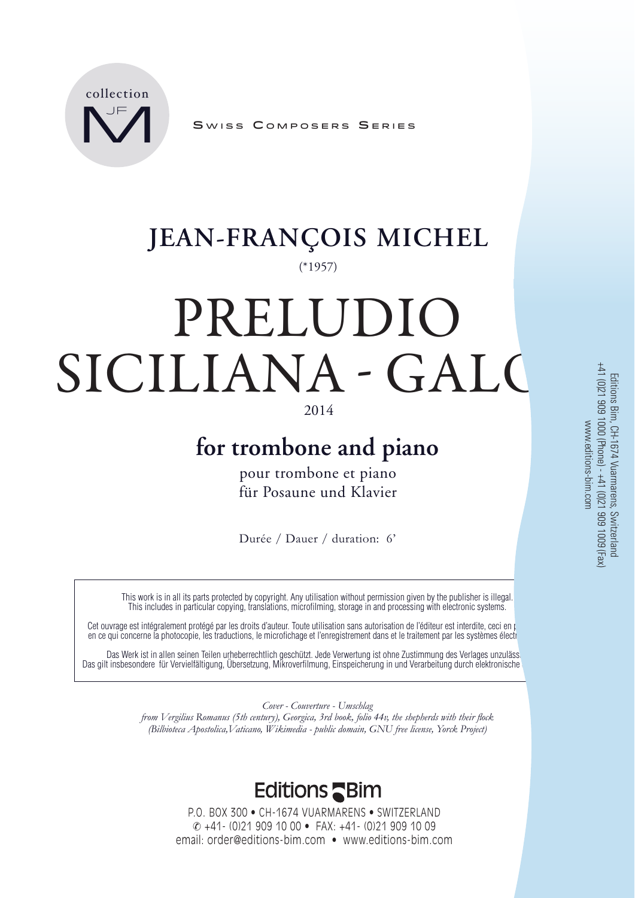collection JF M

Swiss Composers Series

# JEAN-FRANÇOIS MICHEL

(*1957)

# PRELUDIO
# SICILIANA - GALO

2014

## for trombone and piano

pour trombone et piano
für Posaune und Klavier

Durée / Dauer / duration: 6'

This work is in all its parts protected by copyright. Any utilisation without permission given by the publisher is illegal. This includes in particular copying, translations, microfilming, storage in and processing with electronic systems.

Cet ouvrage est intégralement protégé par les droits d'auteur. Toute utilisation sans autorisation de l'éditeur est interdite, ceci en p en ce qui concerne la photocopie, les traductions, le microfichage et l'enregistrement dans et le traitement par les systèmes électr

Das Werk ist in allen seinen Teilen urheberrechtlich geschützt. Jede Verwertung ist ohne Zustimmung des Verlages unzuläss Das gilt insbesondere für Vervielfältigung, Übersetzung, Mikroverfilmung, Einspeicherung in und Verarbeitung durch elektronische

*Cover - Couverture - Umschlag*
*from Vergilius Romanus (5th century), Georgica, 3rd book, folio 44v, the shepherds with their flock (Bilbioteca Apostolica,Vaticano, Wikimedia - public domain, GNU free license, Yorck Project)*

**Editions Bim**

P.O. BOX 300 • CH-1674 VUARMARENS • SWITZERLAND
✆ +41- (0)21 909 10 00 • FAX: +41- (0)21 909 10 09
email: order@editions-bim.com • www.editions-bim.com

Editions Bim, CH-1674 Vuarmarens, Switzerland
+41 (0)21 909 1000 (Phone) - +41 (0)21 909 1009 (Fax)
www.editions-bim.com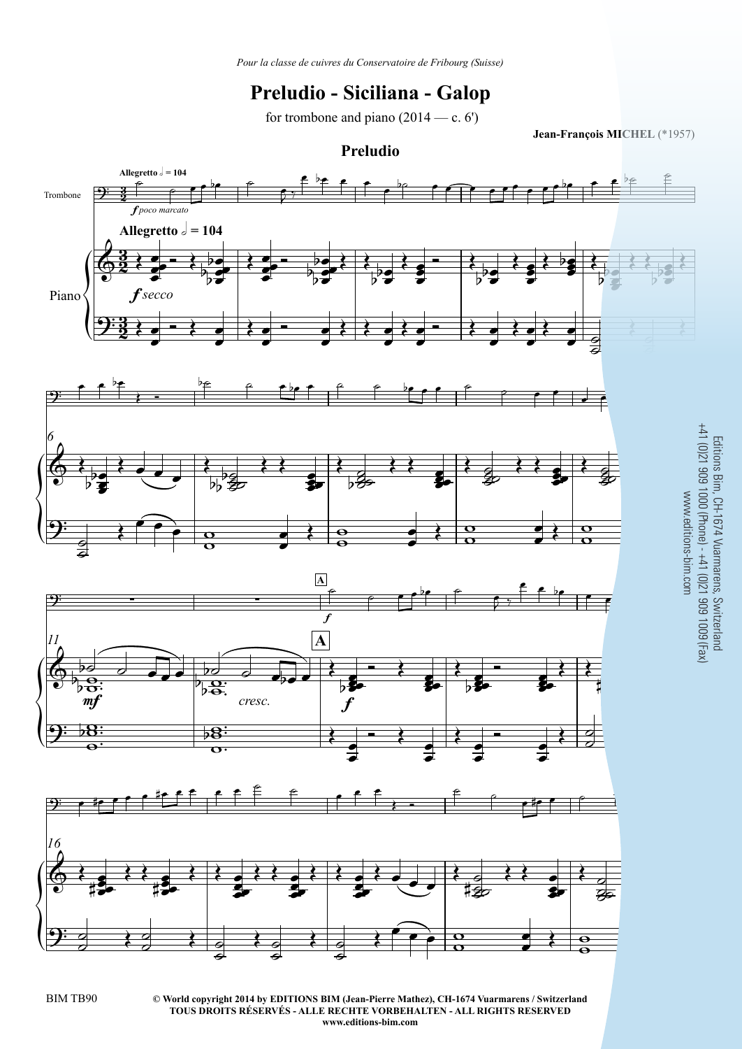*Pour la classe de cuivres du Conservatoire de Fribourg (Suisse)*

# Preludio - Siciliana - Galop

for trombone and piano (2014 — c. 6')

**Jean-François MICHEL** (*1957)

## Preludio

**Allegretto** 𝅗𝅥 **= 104**

Trombone — ***f*** *poco marcato*

Piano — ***f*** *secco*

*mf* — *cresc.* — **A** — ***f***

Editions Bim, CH-1674 Vuarmarens, Switzerland
+41 (0)21 909 1000 (Phone) - +41 (0)21 909 1009 (Fax)
www.editions-bim.com

BIM TB90

**© World copyright 2014 by EDITIONS BIM (Jean-Pierre Mathez), CH-1674 Vuarmarens / Switzerland**
**TOUS DROITS RÉSERVÉS - ALLE RECHTE VORBEHALTEN - ALL RIGHTS RESERVED**
**www.editions-bim.com**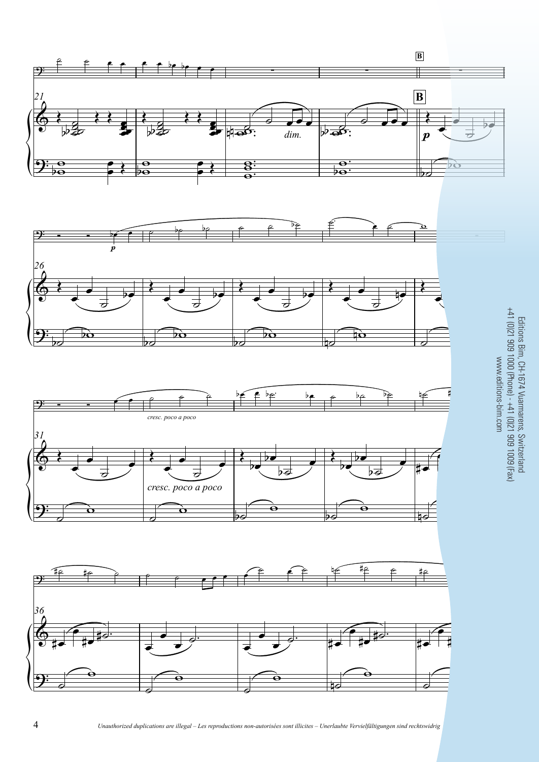21

**B**

*dim.*

*p*

26

*p*

31

*cresc. poco a poco*

*cresc. poco a poco*

36

Editions Bim, CH-1674 Vuarmarens, Switzerland
+41 (0)21 909 1000 (Phone) - +41 (0)21 909 1009 (Fax)
www.editions-bim.com

*Unauthorized duplications are illegal – Les reproductions non-autorisées sont illicites – Unerlaubte Vervielfältigungen sind rechtswidrig*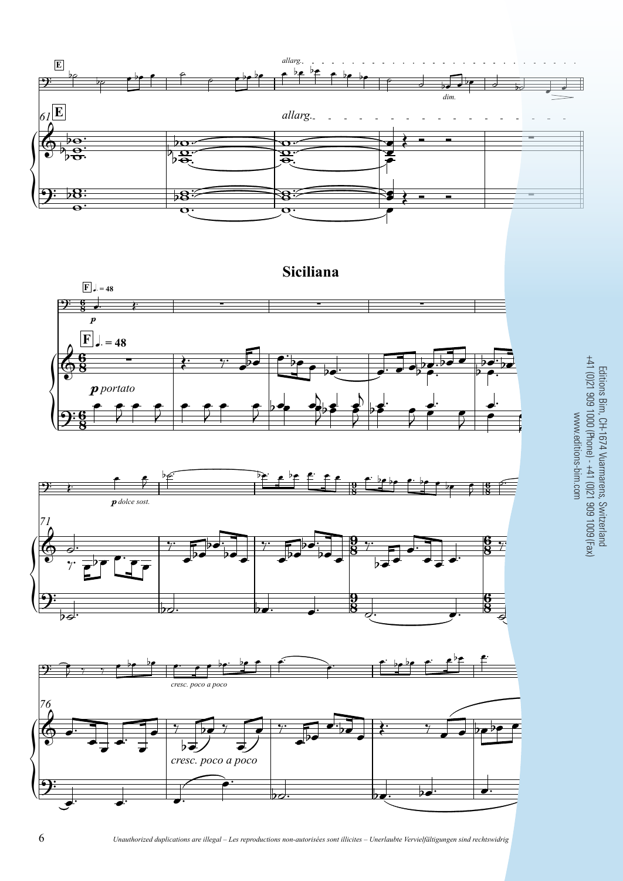## Siciliana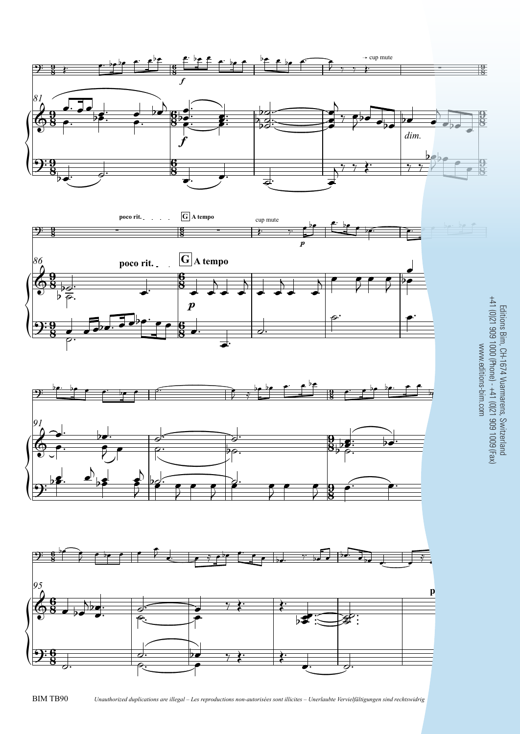Editions Bim, CH-1674 Vuarmarens, Switzerland
+41 (0)21 909 1000 (Phone) - +41 (0)21 909 1009 (Fax)
www.editions-bim.com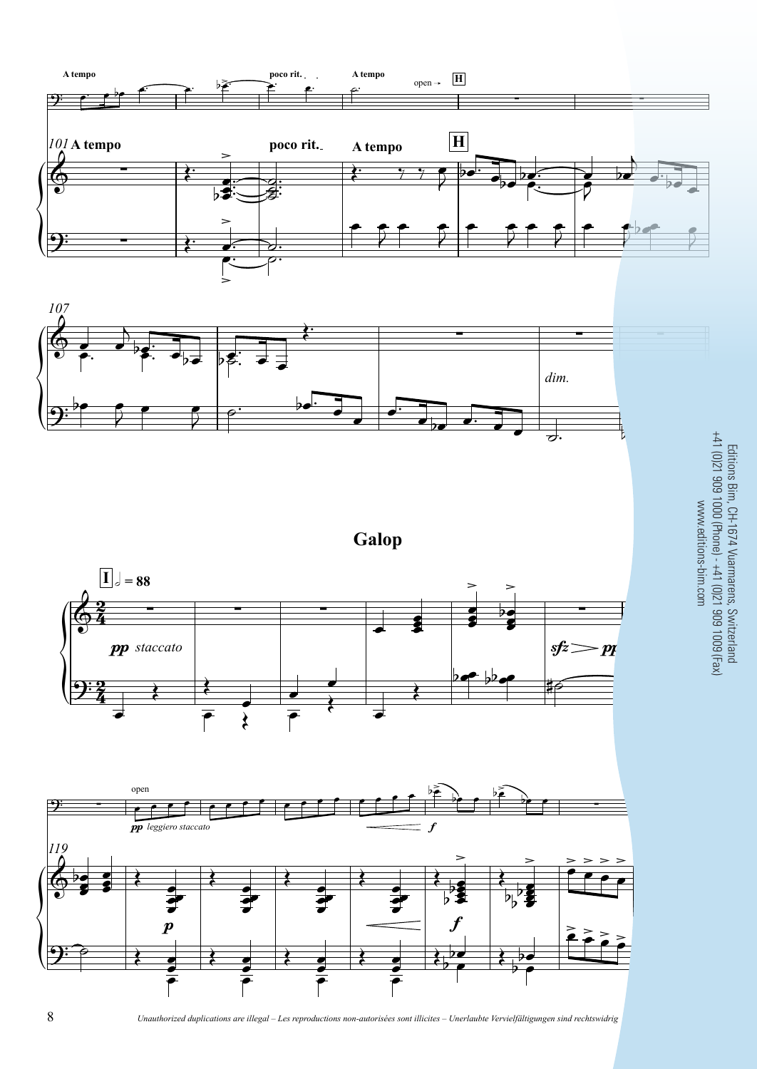## Galop

Editions Bim, CH-1674 Vuarmarens, Switzerland
+41 (0)21 909 1000 (Phone) - +41 (0)21 909 1009 (Fax)
www.editions-bim.com

*Unauthorized duplications are illegal – Les reproductions non-autorisées sont illicites – Unerlaubte Vervielfältigungen sind rechtswidrig*